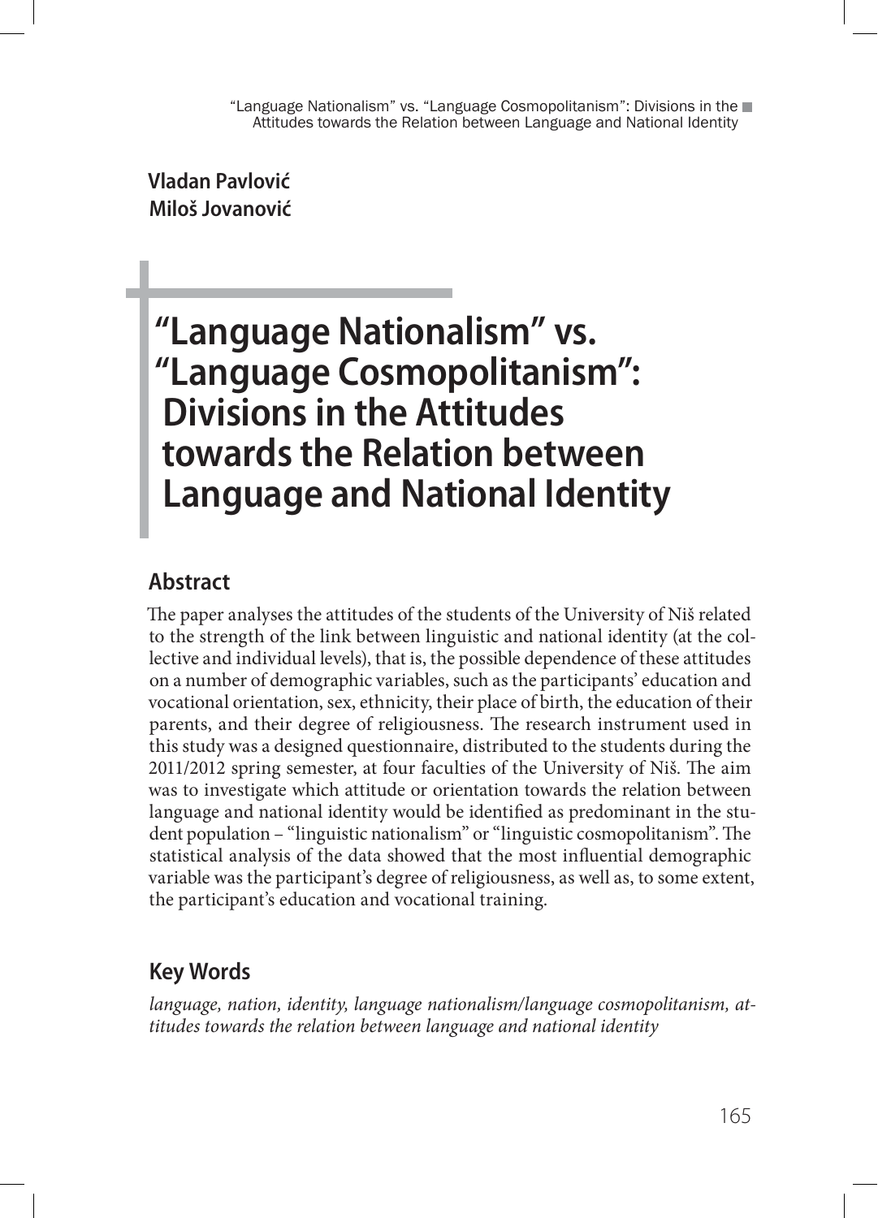Vladan Pavlović
Miloš Jovanović

# "Language Nationalism" vs. "Language Cosmopolitanism": Divisions in the Attitudes towards the Relation between Language and National Identity

## Abstract

The paper analyses the attitudes of the students of the University of Niš related to the strength of the link between linguistic and national identity (at the collective and individual levels), that is, the possible dependence of these attitudes on a number of demographic variables, such as the participants' education and vocational orientation, sex, ethnicity, their place of birth, the education of their parents, and their degree of religiousness. The research instrument used in this study was a designed questionnaire, distributed to the students during the 2011/2012 spring semester, at four faculties of the University of Niš. The aim was to investigate which attitude or orientation towards the relation between language and national identity would be identified as predominant in the student population – "linguistic nationalism" or "linguistic cosmopolitanism". The statistical analysis of the data showed that the most influential demographic variable was the participant's degree of religiousness, as well as, to some extent, the participant's education and vocational training.

## Key Words

*language, nation, identity, language nationalism/language cosmopolitanism, attitudes towards the relation between language and national identity*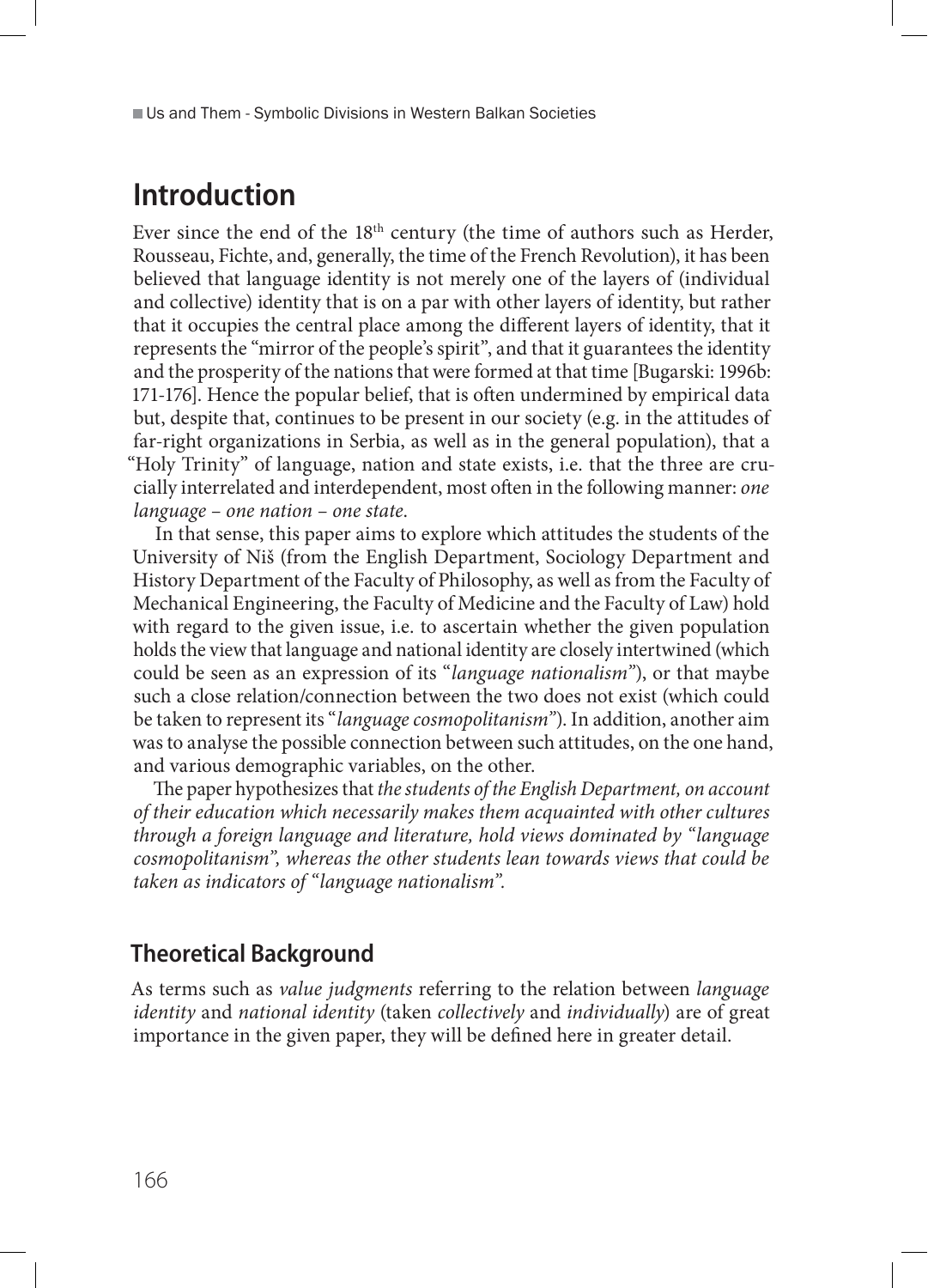## Introduction

Ever since the end of the 18th century (the time of authors such as Herder, Rousseau, Fichte, and, generally, the time of the French Revolution), it has been believed that language identity is not merely one of the layers of (individual and collective) identity that is on a par with other layers of identity, but rather that it occupies the central place among the different layers of identity, that it represents the "mirror of the people's spirit", and that it guarantees the identity and the prosperity of the nations that were formed at that time [Bugarski: 1996b: 171-176]. Hence the popular belief, that is often undermined by empirical data but, despite that, continues to be present in our society (e.g. in the attitudes of far-right organizations in Serbia, as well as in the general population), that a "Holy Trinity" of language, nation and state exists, i.e. that the three are crucially interrelated and interdependent, most often in the following manner: *one language – one nation – one state*.

In that sense, this paper aims to explore which attitudes the students of the University of Niš (from the English Department, Sociology Department and History Department of the Faculty of Philosophy, as well as from the Faculty of Mechanical Engineering, the Faculty of Medicine and the Faculty of Law) hold with regard to the given issue, i.e. to ascertain whether the given population holds the view that language and national identity are closely intertwined (which could be seen as an expression of its "*language nationalism*"), or that maybe such a close relation/connection between the two does not exist (which could be taken to represent its "*language cosmopolitanism*"). In addition, another aim was to analyse the possible connection between such attitudes, on the one hand, and various demographic variables, on the other.

The paper hypothesizes that *the students of the English Department, on account of their education which necessarily makes them acquainted with other cultures through a foreign language and literature, hold views dominated by "language cosmopolitanism", whereas the other students lean towards views that could be taken as indicators of "language nationalism".*

### Theoretical Background

As terms such as *value judgments* referring to the relation between *language identity* and *national identity* (taken *collectively* and *individually*) are of great importance in the given paper, they will be defined here in greater detail.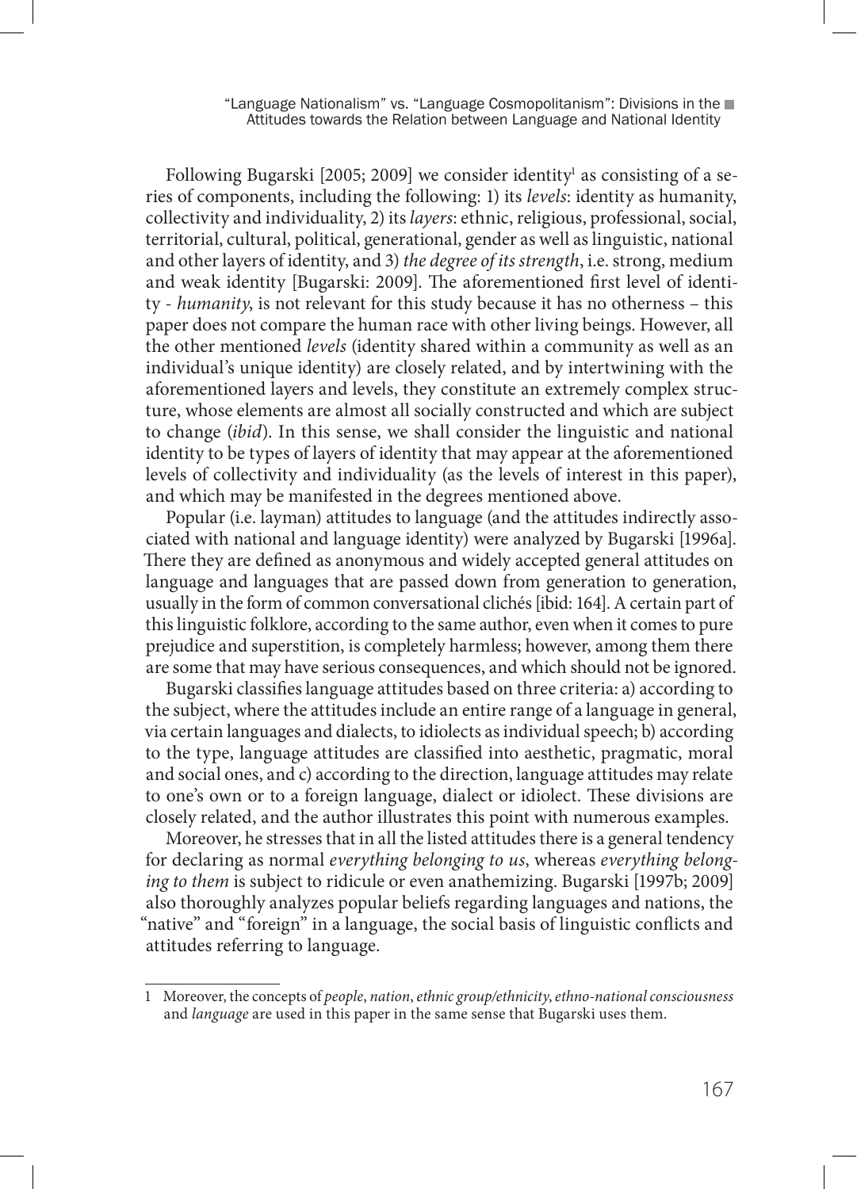Following Bugarski [2005; 2009] we consider identity[1] as consisting of a series of components, including the following: 1) its *levels*: identity as humanity, collectivity and individuality, 2) its *layers*: ethnic, religious, professional, social, territorial, cultural, political, generational, gender as well as linguistic, national and other layers of identity, and 3) *the degree of its strength*, i.e. strong, medium and weak identity [Bugarski: 2009]. The aforementioned first level of identity - *humanity*, is not relevant for this study because it has no otherness – this paper does not compare the human race with other living beings. However, all the other mentioned *levels* (identity shared within a community as well as an individual's unique identity) are closely related, and by intertwining with the aforementioned layers and levels, they constitute an extremely complex structure, whose elements are almost all socially constructed and which are subject to change (*ibid*). In this sense, we shall consider the linguistic and national identity to be types of layers of identity that may appear at the aforementioned levels of collectivity and individuality (as the levels of interest in this paper), and which may be manifested in the degrees mentioned above.

Popular (i.e. layman) attitudes to language (and the attitudes indirectly associated with national and language identity) were analyzed by Bugarski [1996a]. There they are defined as anonymous and widely accepted general attitudes on language and languages that are passed down from generation to generation, usually in the form of common conversational clichés [ibid: 164]. A certain part of this linguistic folklore, according to the same author, even when it comes to pure prejudice and superstition, is completely harmless; however, among them there are some that may have serious consequences, and which should not be ignored.

Bugarski classifies language attitudes based on three criteria: a) according to the subject, where the attitudes include an entire range of a language in general, via certain languages and dialects, to idiolects as individual speech; b) according to the type, language attitudes are classified into aesthetic, pragmatic, moral and social ones, and c) according to the direction, language attitudes may relate to one's own or to a foreign language, dialect or idiolect. These divisions are closely related, and the author illustrates this point with numerous examples.

Moreover, he stresses that in all the listed attitudes there is a general tendency for declaring as normal *everything belonging to us*, whereas *everything belonging to them* is subject to ridicule or even anathemizing. Bugarski [1997b; 2009] also thoroughly analyzes popular beliefs regarding languages and nations, the "native" and "foreign" in a language, the social basis of linguistic conflicts and attitudes referring to language.

---

1 Moreover, the concepts of *people*, *nation*, *ethnic group/ethnicity*, *ethno-national consciousness* and *language* are used in this paper in the same sense that Bugarski uses them.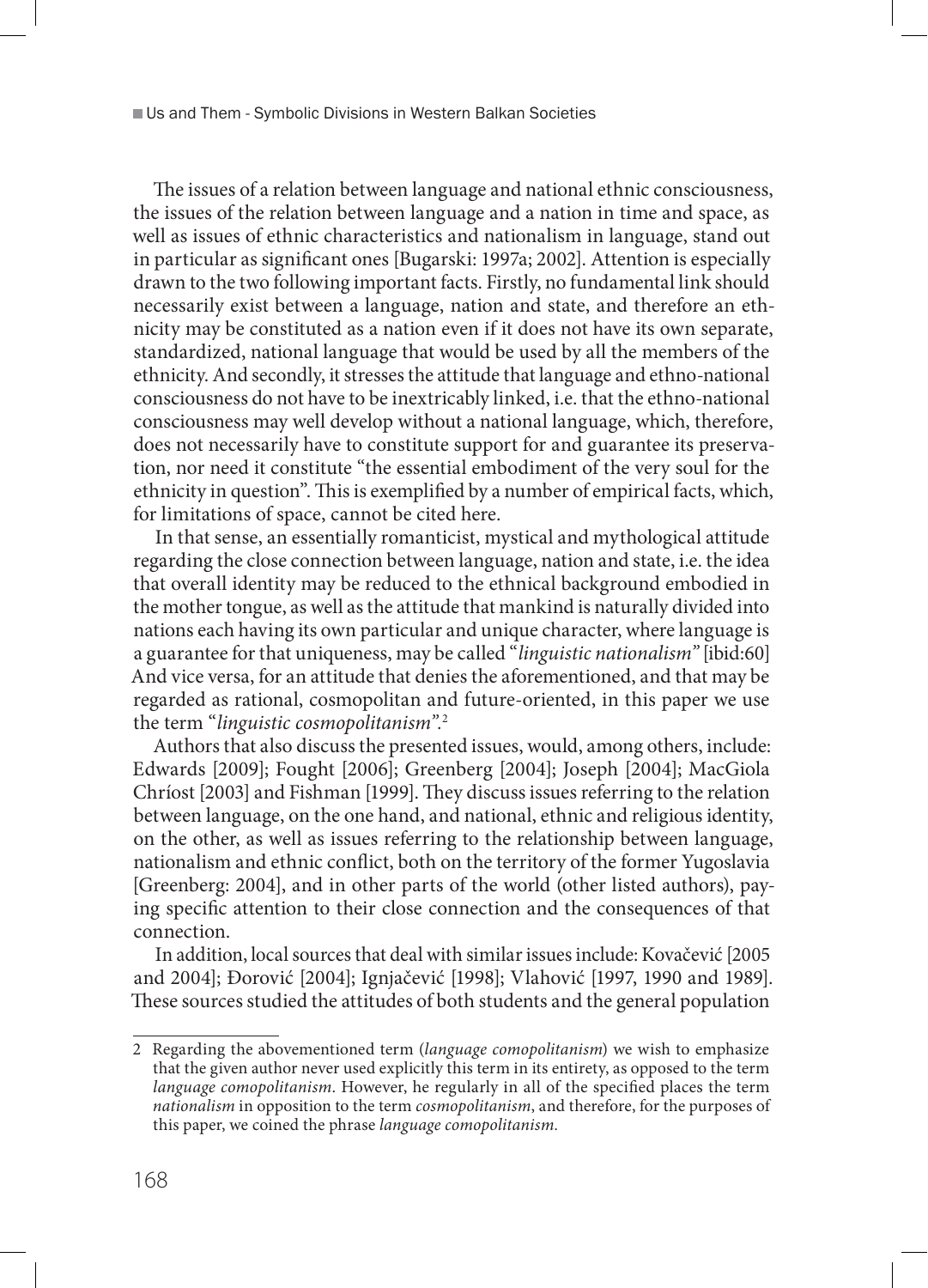The issues of a relation between language and national ethnic consciousness, the issues of the relation between language and a nation in time and space, as well as issues of ethnic characteristics and nationalism in language, stand out in particular as significant ones [Bugarski: 1997a; 2002]. Attention is especially drawn to the two following important facts. Firstly, no fundamental link should necessarily exist between a language, nation and state, and therefore an ethnicity may be constituted as a nation even if it does not have its own separate, standardized, national language that would be used by all the members of the ethnicity. And secondly, it stresses the attitude that language and ethno-national consciousness do not have to be inextricably linked, i.e. that the ethno-national consciousness may well develop without a national language, which, therefore, does not necessarily have to constitute support for and guarantee its preservation, nor need it constitute "the essential embodiment of the very soul for the ethnicity in question". This is exemplified by a number of empirical facts, which, for limitations of space, cannot be cited here.

In that sense, an essentially romanticist, mystical and mythological attitude regarding the close connection between language, nation and state, i.e. the idea that overall identity may be reduced to the ethnical background embodied in the mother tongue, as well as the attitude that mankind is naturally divided into nations each having its own particular and unique character, where language is a guarantee for that uniqueness, may be called "*linguistic nationalism*" [ibid:60] And vice versa, for an attitude that denies the aforementioned, and that may be regarded as rational, cosmopolitan and future-oriented, in this paper we use the term "*linguistic cosmopolitanism*".[2]

Authors that also discuss the presented issues, would, among others, include: Edwards [2009]; Fought [2006]; Greenberg [2004]; Joseph [2004]; MacGiola Chríost [2003] and Fishman [1999]. They discuss issues referring to the relation between language, on the one hand, and national, ethnic and religious identity, on the other, as well as issues referring to the relationship between language, nationalism and ethnic conflict, both on the territory of the former Yugoslavia [Greenberg: 2004], and in other parts of the world (other listed authors), paying specific attention to their close connection and the consequences of that connection.

In addition, local sources that deal with similar issues include: Kovačević [2005 and 2004]; Đorović [2004]; Ignjačević [1998]; Vlahović [1997, 1990 and 1989]. These sources studied the attitudes of both students and the general population

---

2 Regarding the abovementioned term (*language comopolitanism*) we wish to emphasize that the given author never used explicitly this term in its entirety, as opposed to the term *language comopolitanism*. However, he regularly in all of the specified places the term *nationalism* in opposition to the term *cosmopolitanism*, and therefore, for the purposes of this paper, we coined the phrase *language comopolitanism*.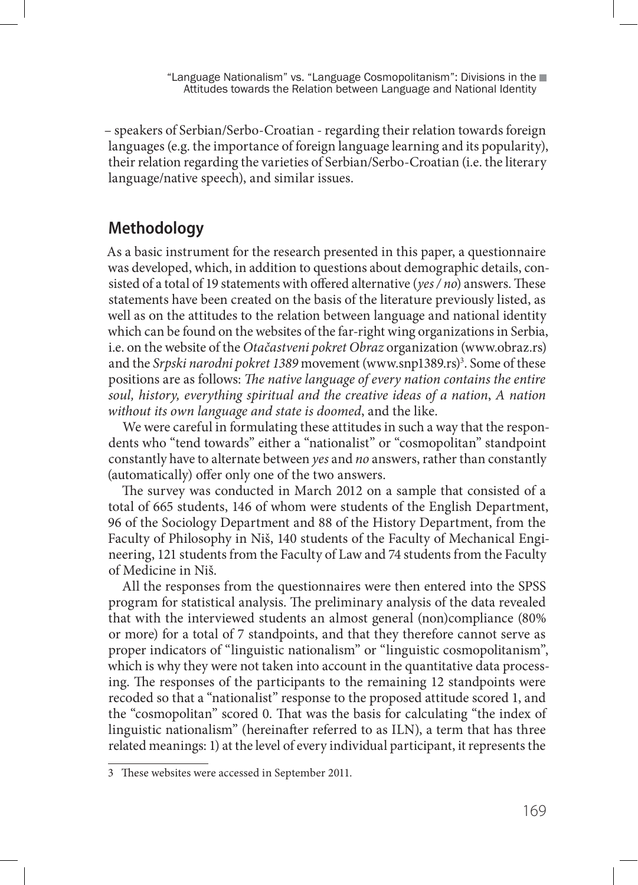– speakers of Serbian/Serbo-Croatian - regarding their relation towards foreign languages (e.g. the importance of foreign language learning and its popularity), their relation regarding the varieties of Serbian/Serbo-Croatian (i.e. the literary language/native speech), and similar issues.

## Methodology

As a basic instrument for the research presented in this paper, a questionnaire was developed, which, in addition to questions about demographic details, consisted of a total of 19 statements with offered alternative (*yes / no*) answers. These statements have been created on the basis of the literature previously listed, as well as on the attitudes to the relation between language and national identity which can be found on the websites of the far-right wing organizations in Serbia, i.e. on the website of the *Otačastveni pokret Obraz* organization (www.obraz.rs) and the *Srpski narodni pokret 1389* movement (www.snp1389.rs)[3]. Some of these positions are as follows: *The native language of every nation contains the entire soul, history, everything spiritual and the creative ideas of a nation*, *A nation without its own language and state is doomed*, and the like.

We were careful in formulating these attitudes in such a way that the respondents who "tend towards" either a "nationalist" or "cosmopolitan" standpoint constantly have to alternate between *yes* and *no* answers, rather than constantly (automatically) offer only one of the two answers.

The survey was conducted in March 2012 on a sample that consisted of a total of 665 students, 146 of whom were students of the English Department, 96 of the Sociology Department and 88 of the History Department, from the Faculty of Philosophy in Niš, 140 students of the Faculty of Mechanical Engineering, 121 students from the Faculty of Law and 74 students from the Faculty of Medicine in Niš.

All the responses from the questionnaires were then entered into the SPSS program for statistical analysis. The preliminary analysis of the data revealed that with the interviewed students an almost general (non)compliance (80% or more) for a total of 7 standpoints, and that they therefore cannot serve as proper indicators of "linguistic nationalism" or "linguistic cosmopolitanism", which is why they were not taken into account in the quantitative data processing. The responses of the participants to the remaining 12 standpoints were recoded so that a "nationalist" response to the proposed attitude scored 1, and the "cosmopolitan" scored 0. That was the basis for calculating "the index of linguistic nationalism" (hereinafter referred to as ILN), a term that has three related meanings: 1) at the level of every individual participant, it represents the

[3] These websites were accessed in September 2011.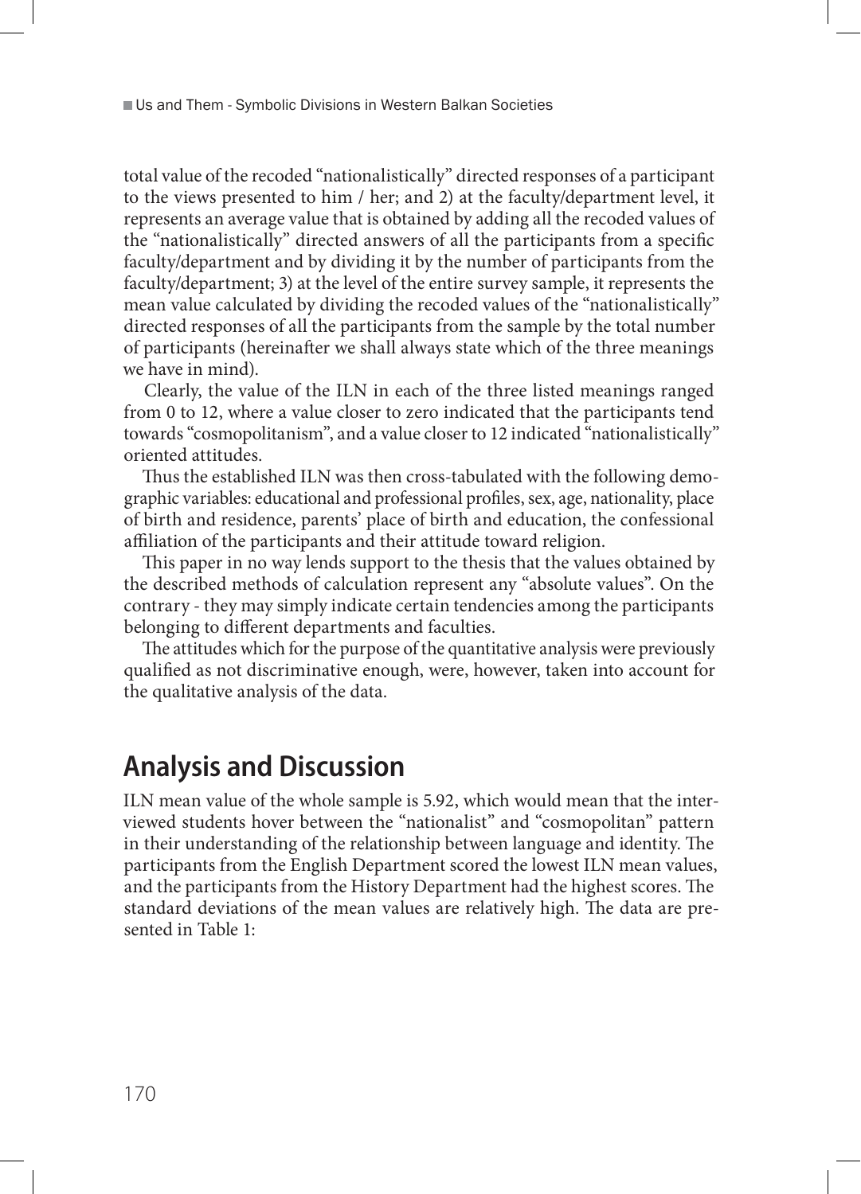total value of the recoded "nationalistically" directed responses of a participant to the views presented to him / her; and 2) at the faculty/department level, it represents an average value that is obtained by adding all the recoded values of the "nationalistically" directed answers of all the participants from a specific faculty/department and by dividing it by the number of participants from the faculty/department; 3) at the level of the entire survey sample, it represents the mean value calculated by dividing the recoded values of the "nationalistically" directed responses of all the participants from the sample by the total number of participants (hereinafter we shall always state which of the three meanings we have in mind).

Clearly, the value of the ILN in each of the three listed meanings ranged from 0 to 12, where a value closer to zero indicated that the participants tend towards "cosmopolitanism", and a value closer to 12 indicated "nationalistically" oriented attitudes.

Thus the established ILN was then cross-tabulated with the following demographic variables: educational and professional profiles, sex, age, nationality, place of birth and residence, parents' place of birth and education, the confessional affiliation of the participants and their attitude toward religion.

This paper in no way lends support to the thesis that the values obtained by the described methods of calculation represent any "absolute values". On the contrary - they may simply indicate certain tendencies among the participants belonging to different departments and faculties.

The attitudes which for the purpose of the quantitative analysis were previously qualified as not discriminative enough, were, however, taken into account for the qualitative analysis of the data.

## Analysis and Discussion

ILN mean value of the whole sample is 5.92, which would mean that the interviewed students hover between the "nationalist" and "cosmopolitan" pattern in their understanding of the relationship between language and identity. The participants from the English Department scored the lowest ILN mean values, and the participants from the History Department had the highest scores. The standard deviations of the mean values are relatively high. The data are presented in Table 1: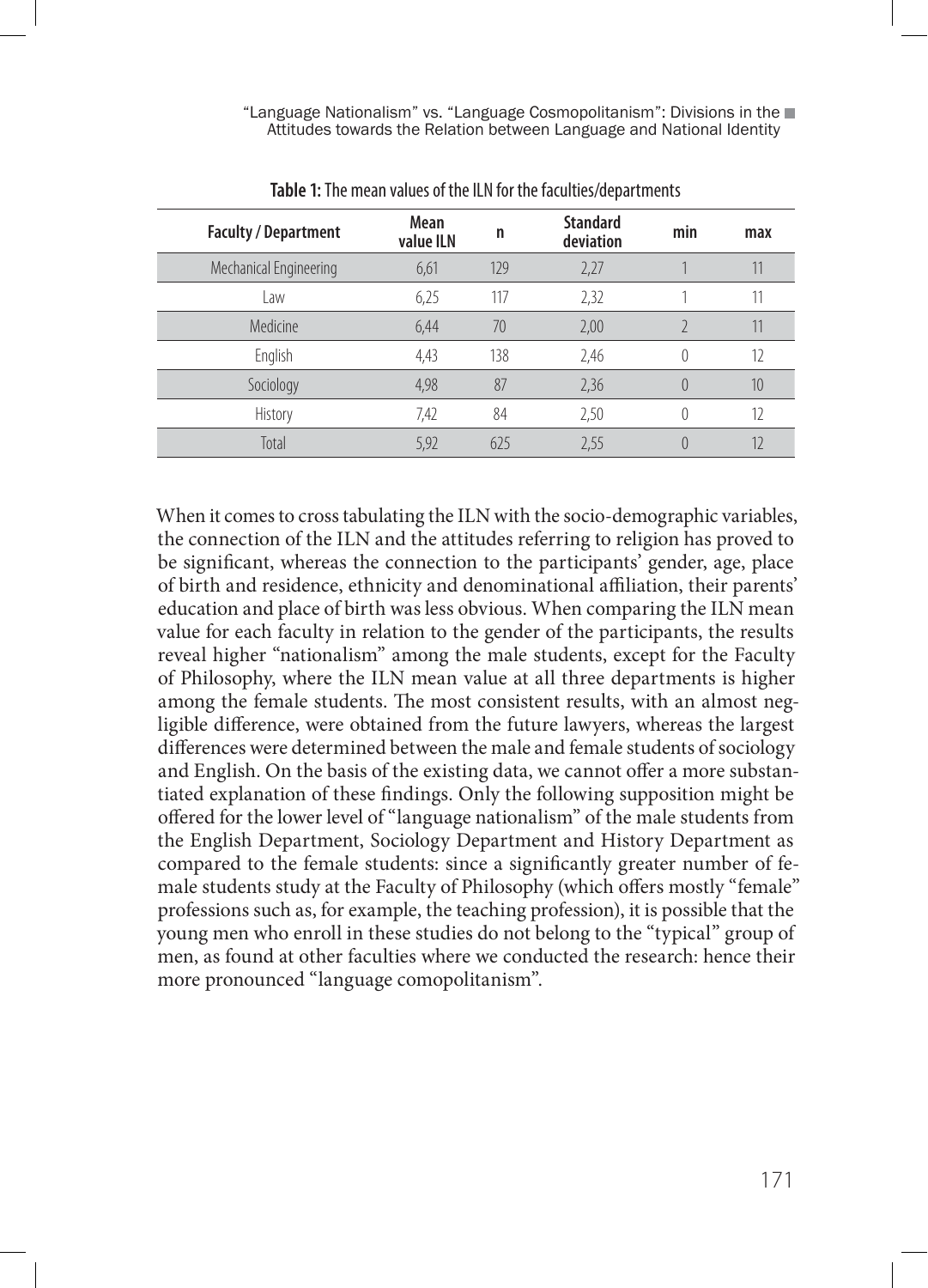**Table 1:** The mean values of the ILN for the faculties/departments

| Faculty / Department | Mean value ILN | n | Standard deviation | min | max |
|---|---|---|---|---|---|
| Mechanical Engineering | 6,61 | 129 | 2,27 | 1 | 11 |
| Law | 6,25 | 117 | 2,32 | 1 | 11 |
| Medicine | 6,44 | 70 | 2,00 | 2 | 11 |
| English | 4,43 | 138 | 2,46 | 0 | 12 |
| Sociology | 4,98 | 87 | 2,36 | 0 | 10 |
| History | 7,42 | 84 | 2,50 | 0 | 12 |
| Total | 5,92 | 625 | 2,55 | 0 | 12 |

When it comes to cross tabulating the ILN with the socio-demographic variables, the connection of the ILN and the attitudes referring to religion has proved to be significant, whereas the connection to the participants' gender, age, place of birth and residence, ethnicity and denominational affiliation, their parents' education and place of birth was less obvious. When comparing the ILN mean value for each faculty in relation to the gender of the participants, the results reveal higher "nationalism" among the male students, except for the Faculty of Philosophy, where the ILN mean value at all three departments is higher among the female students. The most consistent results, with an almost negligible difference, were obtained from the future lawyers, whereas the largest differences were determined between the male and female students of sociology and English. On the basis of the existing data, we cannot offer a more substantiated explanation of these findings. Only the following supposition might be offered for the lower level of "language nationalism" of the male students from the English Department, Sociology Department and History Department as compared to the female students: since a significantly greater number of female students study at the Faculty of Philosophy (which offers mostly "female" professions such as, for example, the teaching profession), it is possible that the young men who enroll in these studies do not belong to the "typical" group of men, as found at other faculties where we conducted the research: hence their more pronounced "language comopolitanism".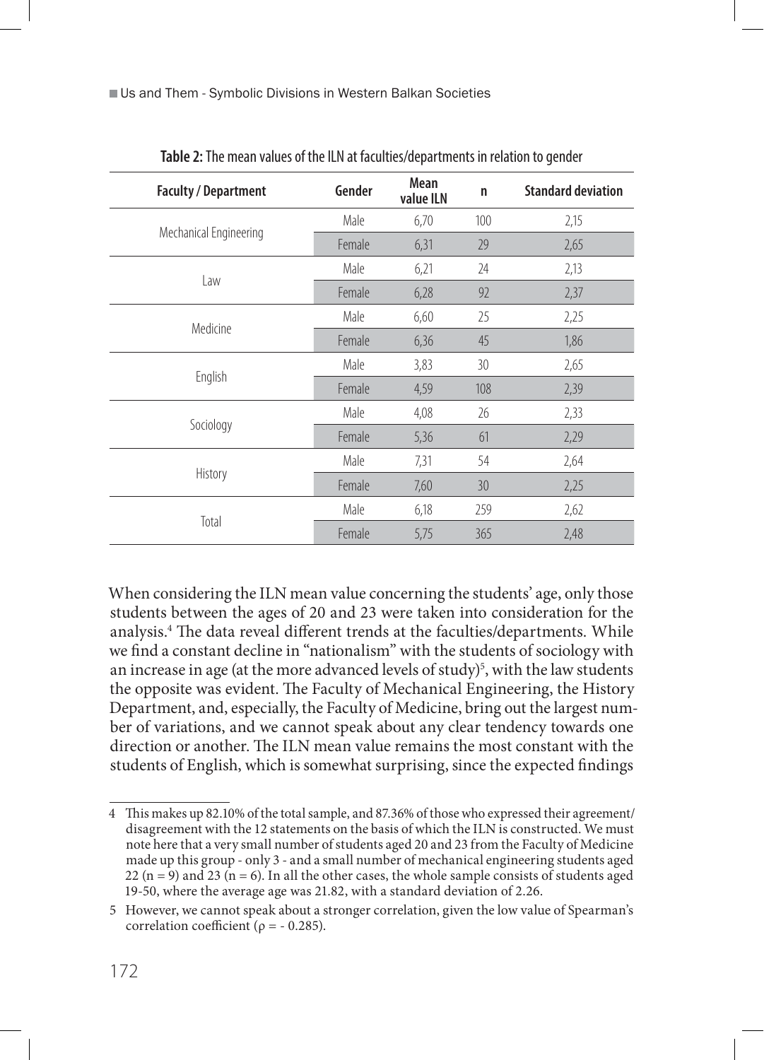**Table 2:** The mean values of the ILN at faculties/departments in relation to gender

| Faculty / Department | Gender | Mean value ILN | n | Standard deviation |
|---|---|---|---|---|
| Mechanical Engineering | Male | 6,70 | 100 | 2,15 |
| | Female | 6,31 | 29 | 2,65 |
| Law | Male | 6,21 | 24 | 2,13 |
| | Female | 6,28 | 92 | 2,37 |
| Medicine | Male | 6,60 | 25 | 2,25 |
| | Female | 6,36 | 45 | 1,86 |
| English | Male | 3,83 | 30 | 2,65 |
| | Female | 4,59 | 108 | 2,39 |
| Sociology | Male | 4,08 | 26 | 2,33 |
| | Female | 5,36 | 61 | 2,29 |
| History | Male | 7,31 | 54 | 2,64 |
| | Female | 7,60 | 30 | 2,25 |
| Total | Male | 6,18 | 259 | 2,62 |
| | Female | 5,75 | 365 | 2,48 |

When considering the ILN mean value concerning the students' age, only those students between the ages of 20 and 23 were taken into consideration for the analysis.[4] The data reveal different trends at the faculties/departments. While we find a constant decline in "nationalism" with the students of sociology with an increase in age (at the more advanced levels of study)[5], with the law students the opposite was evident. The Faculty of Mechanical Engineering, the History Department, and, especially, the Faculty of Medicine, bring out the largest number of variations, and we cannot speak about any clear tendency towards one direction or another. The ILN mean value remains the most constant with the students of English, which is somewhat surprising, since the expected findings

---

4 This makes up 82.10% of the total sample, and 87.36% of those who expressed their agreement/disagreement with the 12 statements on the basis of which the ILN is constructed. We must note here that a very small number of students aged 20 and 23 from the Faculty of Medicine made up this group - only 3 - and a small number of mechanical engineering students aged 22 ($n = 9$) and 23 ($n = 6$). In all the other cases, the whole sample consists of students aged 19-50, where the average age was 21.82, with a standard deviation of 2.26.

5 However, we cannot speak about a stronger correlation, given the low value of Spearman's correlation coefficient ($\rho = -0.285$).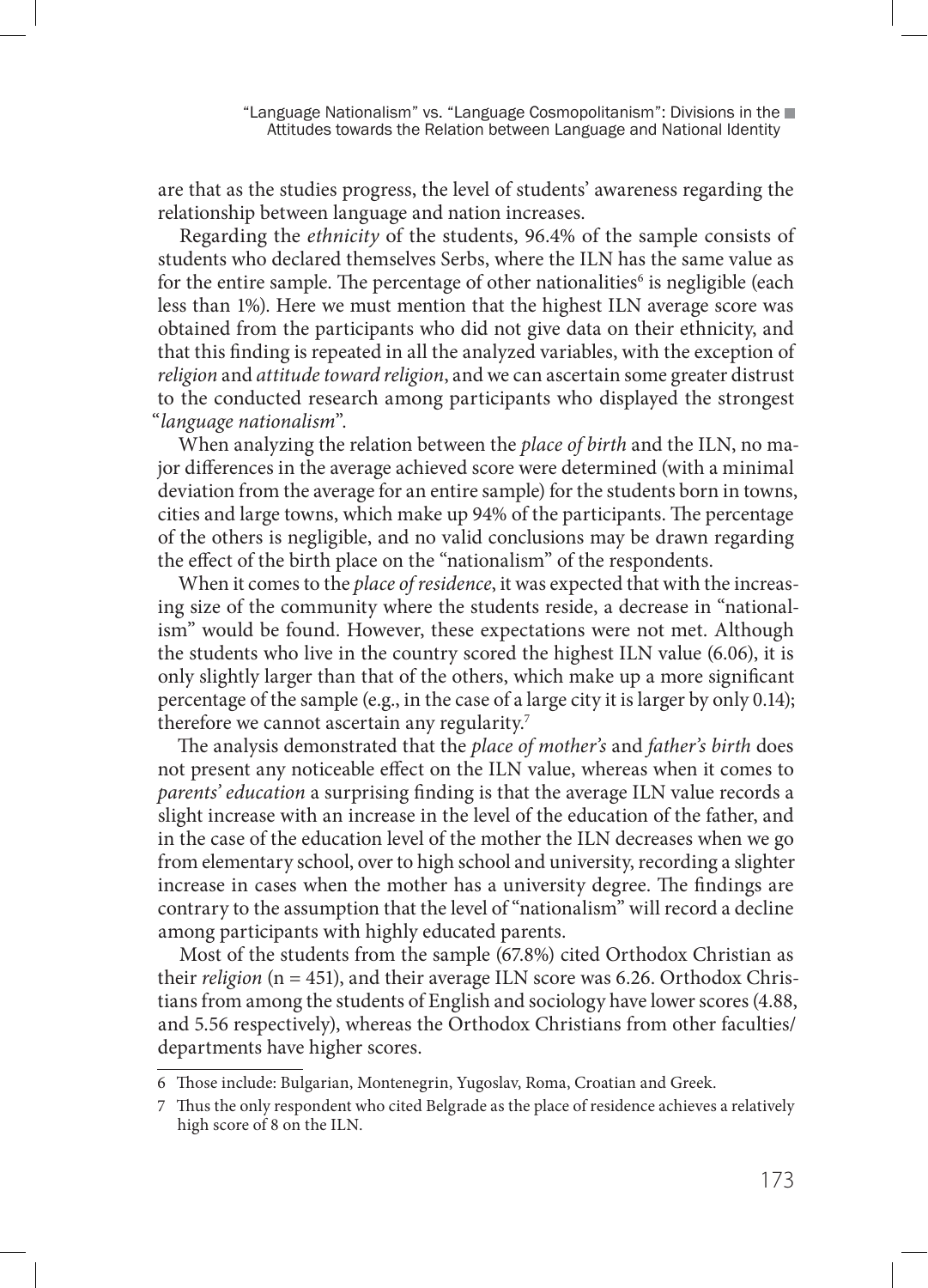are that as the studies progress, the level of students' awareness regarding the relationship between language and nation increases.

Regarding the *ethnicity* of the students, 96.4% of the sample consists of students who declared themselves Serbs, where the ILN has the same value as for the entire sample. The percentage of other nationalities[6] is negligible (each less than 1%). Here we must mention that the highest ILN average score was obtained from the participants who did not give data on their ethnicity, and that this finding is repeated in all the analyzed variables, with the exception of *religion* and *attitude toward religion*, and we can ascertain some greater distrust to the conducted research among participants who displayed the strongest "*language nationalism*".

When analyzing the relation between the *place of birth* and the ILN, no major differences in the average achieved score were determined (with a minimal deviation from the average for an entire sample) for the students born in towns, cities and large towns, which make up 94% of the participants. The percentage of the others is negligible, and no valid conclusions may be drawn regarding the effect of the birth place on the "nationalism" of the respondents.

When it comes to the *place of residence*, it was expected that with the increasing size of the community where the students reside, a decrease in "nationalism" would be found. However, these expectations were not met. Although the students who live in the country scored the highest ILN value (6.06), it is only slightly larger than that of the others, which make up a more significant percentage of the sample (e.g., in the case of a large city it is larger by only 0.14); therefore we cannot ascertain any regularity.[7]

The analysis demonstrated that the *place of mother's* and *father's birth* does not present any noticeable effect on the ILN value, whereas when it comes to *parents' education* a surprising finding is that the average ILN value records a slight increase with an increase in the level of the education of the father, and in the case of the education level of the mother the ILN decreases when we go from elementary school, over to high school and university, recording a slighter increase in cases when the mother has a university degree. The findings are contrary to the assumption that the level of "nationalism" will record a decline among participants with highly educated parents.

Most of the students from the sample (67.8%) cited Orthodox Christian as their *religion* (n = 451), and their average ILN score was 6.26. Orthodox Christians from among the students of English and sociology have lower scores (4.88, and 5.56 respectively), whereas the Orthodox Christians from other faculties/departments have higher scores.

---

6 Those include: Bulgarian, Montenegrin, Yugoslav, Roma, Croatian and Greek.

7 Thus the only respondent who cited Belgrade as the place of residence achieves a relatively high score of 8 on the ILN.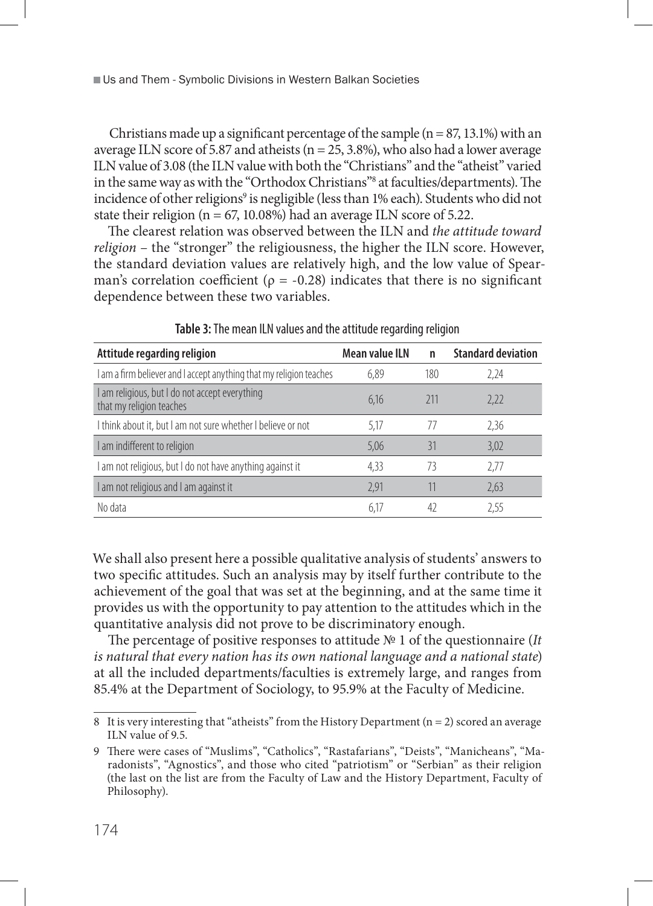Christians made up a significant percentage of the sample (n = 87, 13.1%) with an average ILN score of 5.87 and atheists (n = 25, 3.8%), who also had a lower average ILN value of 3.08 (the ILN value with both the "Christians" and the "atheist" varied in the same way as with the "Orthodox Christians"[8] at faculties/departments). The incidence of other religions[9] is negligible (less than 1% each). Students who did not state their religion (n = 67, 10.08%) had an average ILN score of 5.22.

The clearest relation was observed between the ILN and *the attitude toward religion* – the "stronger" the religiousness, the higher the ILN score. However, the standard deviation values are relatively high, and the low value of Spearman's correlation coefficient ($\rho = -0.28$) indicates that there is no significant dependence between these two variables.

**Table 3:** The mean ILN values and the attitude regarding religion

| Attitude regarding religion | Mean value ILN | n | Standard deviation |
|---|---|---|---|
| I am a firm believer and I accept anything that my religion teaches | 6,89 | 180 | 2,24 |
| I am religious, but I do not accept everything that my religion teaches | 6,16 | 211 | 2,22 |
| I think about it, but I am not sure whether I believe or not | 5,17 | 77 | 2,36 |
| I am indifferent to religion | 5,06 | 31 | 3,02 |
| I am not religious, but I do not have anything against it | 4,33 | 73 | 2,77 |
| I am not religious and I am against it | 2,91 | 11 | 2,63 |
| No data | 6,17 | 42 | 2,55 |

We shall also present here a possible qualitative analysis of students' answers to two specific attitudes. Such an analysis may by itself further contribute to the achievement of the goal that was set at the beginning, and at the same time it provides us with the opportunity to pay attention to the attitudes which in the quantitative analysis did not prove to be discriminatory enough.

The percentage of positive responses to attitude № 1 of the questionnaire (*It is natural that every nation has its own national language and a national state*) at all the included departments/faculties is extremely large, and ranges from 85.4% at the Department of Sociology, to 95.9% at the Faculty of Medicine.

---

8 It is very interesting that "atheists" from the History Department (n = 2) scored an average ILN value of 9.5.

9 There were cases of "Muslims", "Catholics", "Rastafarians", "Deists", "Manicheans", "Maradonists", "Agnostics", and those who cited "patriotism" or "Serbian" as their religion (the last on the list are from the Faculty of Law and the History Department, Faculty of Philosophy).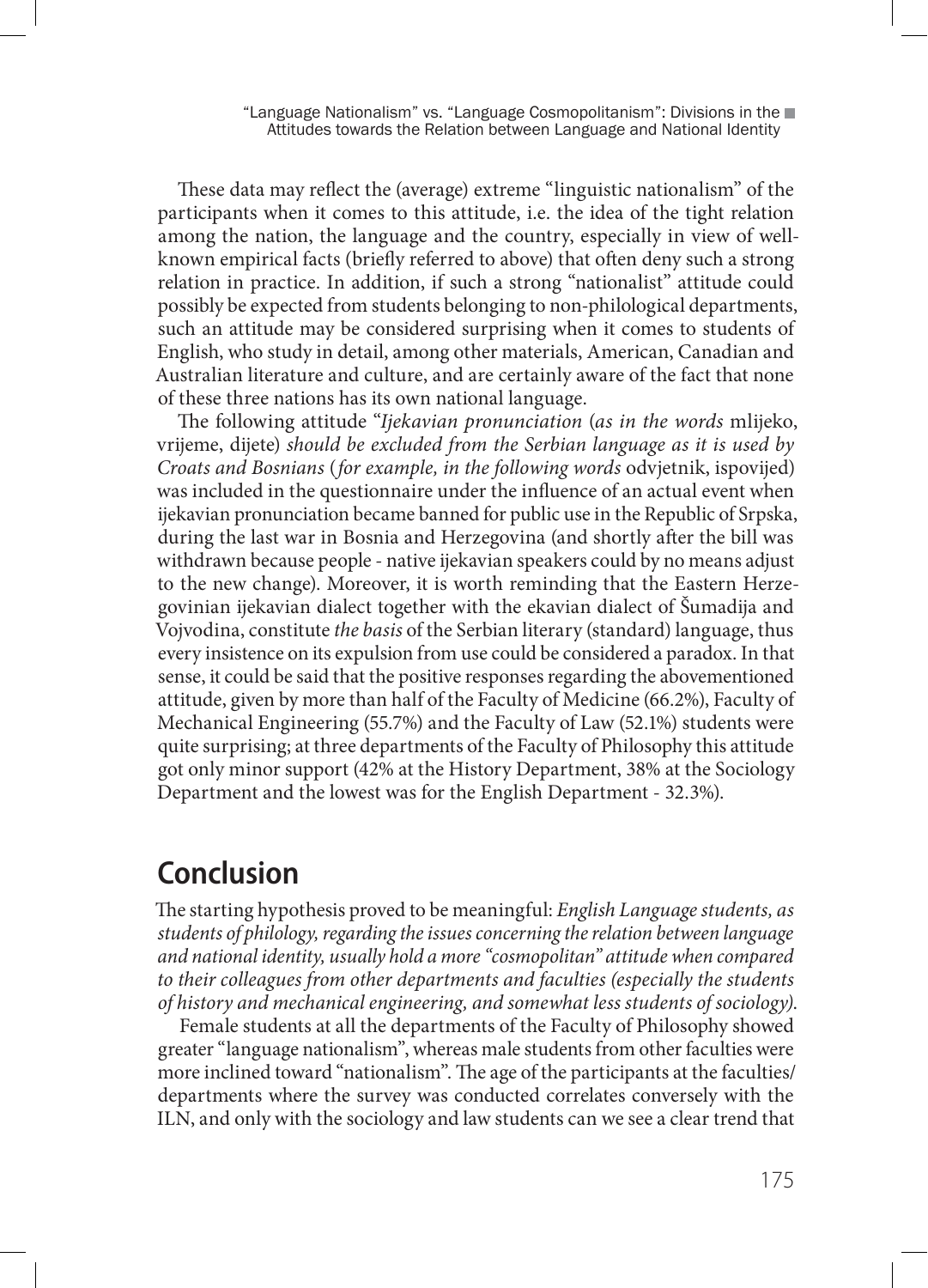These data may reflect the (average) extreme "linguistic nationalism" of the participants when it comes to this attitude, i.e. the idea of the tight relation among the nation, the language and the country, especially in view of well-known empirical facts (briefly referred to above) that often deny such a strong relation in practice. In addition, if such a strong "nationalist" attitude could possibly be expected from students belonging to non-philological departments, such an attitude may be considered surprising when it comes to students of English, who study in detail, among other materials, American, Canadian and Australian literature and culture, and are certainly aware of the fact that none of these three nations has its own national language.

The following attitude "*Ijekavian pronunciation* (*as in the words* mlijeko, vrijeme, dijete) *should be excluded from the Serbian language as it is used by Croats and Bosnians* (*for example, in the following words* odvjetnik, ispovijed) was included in the questionnaire under the influence of an actual event when ijekavian pronunciation became banned for public use in the Republic of Srpska, during the last war in Bosnia and Herzegovina (and shortly after the bill was withdrawn because people - native ijekavian speakers could by no means adjust to the new change). Moreover, it is worth reminding that the Eastern Herzegovinian ijekavian dialect together with the ekavian dialect of Šumadija and Vojvodina, constitute *the basis* of the Serbian literary (standard) language, thus every insistence on its expulsion from use could be considered a paradox. In that sense, it could be said that the positive responses regarding the abovementioned attitude, given by more than half of the Faculty of Medicine (66.2%), Faculty of Mechanical Engineering (55.7%) and the Faculty of Law (52.1%) students were quite surprising; at three departments of the Faculty of Philosophy this attitude got only minor support (42% at the History Department, 38% at the Sociology Department and the lowest was for the English Department - 32.3%).

## Conclusion

The starting hypothesis proved to be meaningful: *English Language students, as students of philology, regarding the issues concerning the relation between language and national identity, usually hold a more "cosmopolitan" attitude when compared to their colleagues from other departments and faculties (especially the students of history and mechanical engineering, and somewhat less students of sociology).*

Female students at all the departments of the Faculty of Philosophy showed greater "language nationalism", whereas male students from other faculties were more inclined toward "nationalism". The age of the participants at the faculties/departments where the survey was conducted correlates conversely with the ILN, and only with the sociology and law students can we see a clear trend that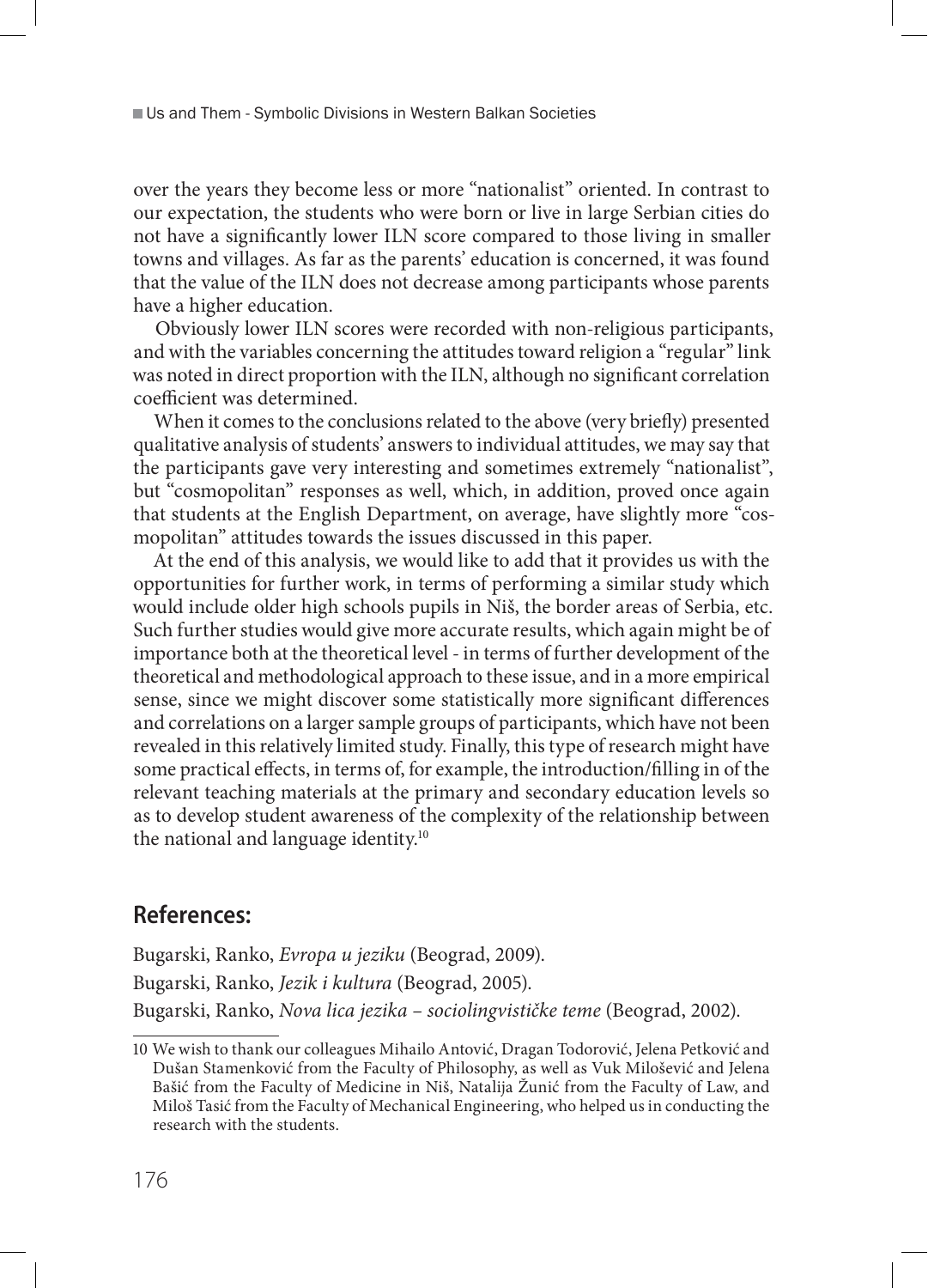over the years they become less or more "nationalist" oriented. In contrast to our expectation, the students who were born or live in large Serbian cities do not have a significantly lower ILN score compared to those living in smaller towns and villages. As far as the parents' education is concerned, it was found that the value of the ILN does not decrease among participants whose parents have a higher education.

Obviously lower ILN scores were recorded with non-religious participants, and with the variables concerning the attitudes toward religion a "regular" link was noted in direct proportion with the ILN, although no significant correlation coefficient was determined.

When it comes to the conclusions related to the above (very briefly) presented qualitative analysis of students' answers to individual attitudes, we may say that the participants gave very interesting and sometimes extremely "nationalist", but "cosmopolitan" responses as well, which, in addition, proved once again that students at the English Department, on average, have slightly more "cosmopolitan" attitudes towards the issues discussed in this paper.

At the end of this analysis, we would like to add that it provides us with the opportunities for further work, in terms of performing a similar study which would include older high schools pupils in Niš, the border areas of Serbia, etc. Such further studies would give more accurate results, which again might be of importance both at the theoretical level - in terms of further development of the theoretical and methodological approach to these issue, and in a more empirical sense, since we might discover some statistically more significant differences and correlations on a larger sample groups of participants, which have not been revealed in this relatively limited study. Finally, this type of research might have some practical effects, in terms of, for example, the introduction/filling in of the relevant teaching materials at the primary and secondary education levels so as to develop student awareness of the complexity of the relationship between the national and language identity.[10]

## References:

Bugarski, Ranko, *Evropa u jeziku* (Beograd, 2009).

Bugarski, Ranko, *Jezik i kultura* (Beograd, 2005).

Bugarski, Ranko, *Nova lica jezika – sociolingvističke teme* (Beograd, 2002).

---

10 We wish to thank our colleagues Mihailo Antović, Dragan Todorović, Jelena Petković and Dušan Stamenković from the Faculty of Philosophy, as well as Vuk Milošević and Jelena Bašić from the Faculty of Medicine in Niš, Natalija Žunić from the Faculty of Law, and Miloš Tasić from the Faculty of Mechanical Engineering, who helped us in conducting the research with the students.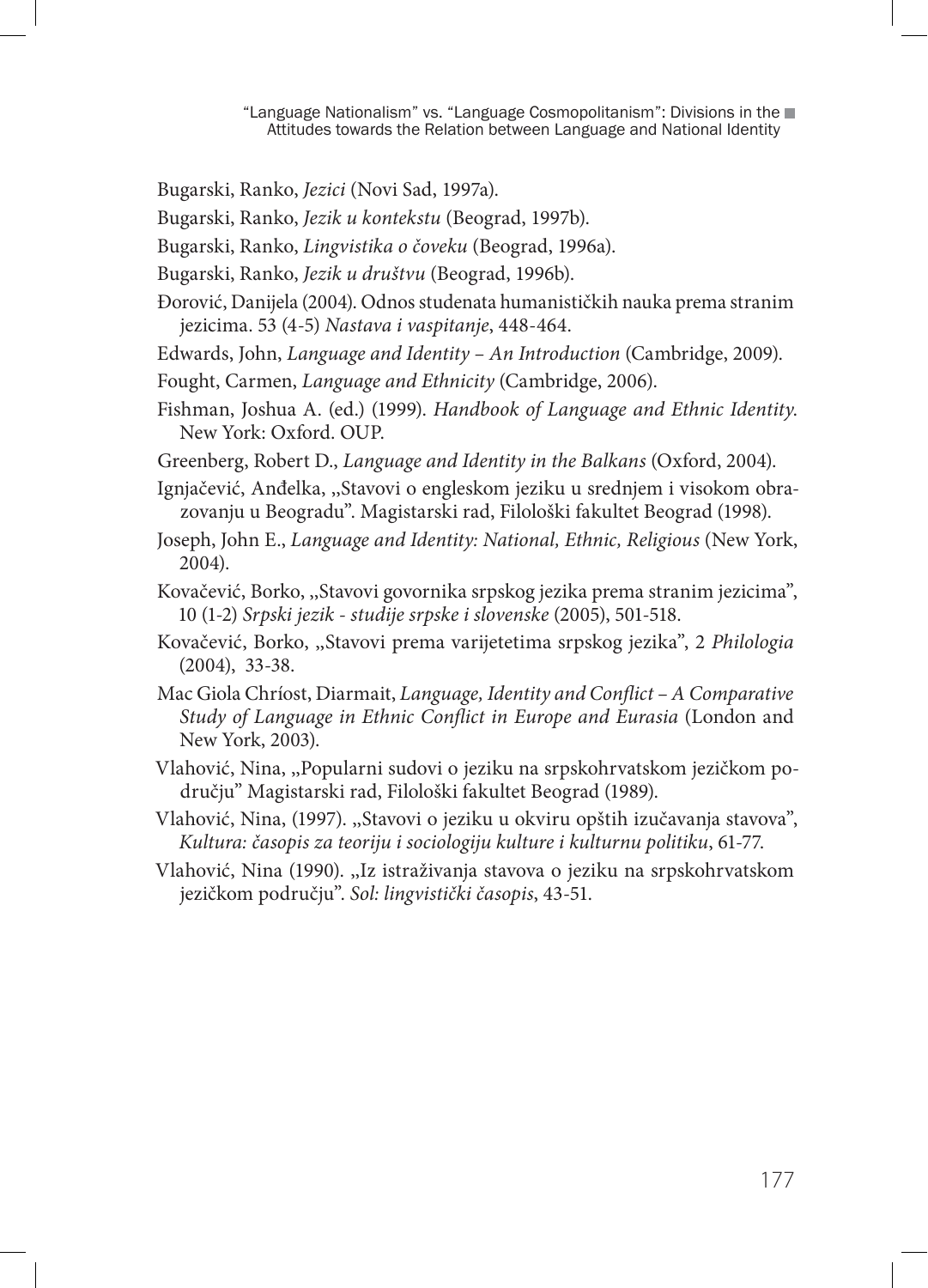Bugarski, Ranko, *Jezici* (Novi Sad, 1997a).

Bugarski, Ranko, *Jezik u kontekstu* (Beograd, 1997b).

Bugarski, Ranko, *Lingvistika o čoveku* (Beograd, 1996a).

Bugarski, Ranko, *Jezik u društvu* (Beograd, 1996b).

Đorović, Danijela (2004). Odnos studenata humanističkih nauka prema stranim jezicima. 53 (4-5) *Nastava i vaspitanje*, 448-464.

Edwards, John, *Language and Identity – An Introduction* (Cambridge, 2009).

Fought, Carmen, *Language and Ethnicity* (Cambridge, 2006).

Fishman, Joshua A. (ed.) (1999). *Handbook of Language and Ethnic Identity*. New York: Oxford. OUP.

Greenberg, Robert D., *Language and Identity in the Balkans* (Oxford, 2004).

Ignjačević, Anđelka, „Stavovi o engleskom jeziku u srednjem i visokom obrazovanju u Beogradu". Magistarski rad, Filološki fakultet Beograd (1998).

Joseph, John E., *Language and Identity: National, Ethnic, Religious* (New York, 2004).

Kovačević, Borko, „Stavovi govornika srpskog jezika prema stranim jezicima", 10 (1-2) *Srpski jezik - studije srpske i slovenske* (2005), 501-518.

Kovačević, Borko, „Stavovi prema varijetetima srpskog jezika", 2 *Philologia* (2004), 33-38.

Mac Giola Chríost, Diarmait, *Language, Identity and Conflict – A Comparative Study of Language in Ethnic Conflict in Europe and Eurasia* (London and New York, 2003).

Vlahović, Nina, „Popularni sudovi o jeziku na srpskohrvatskom jezičkom području" Magistarski rad, Filološki fakultet Beograd (1989).

Vlahović, Nina, (1997). „Stavovi o jeziku u okviru opštih izučavanja stavova", *Kultura: časopis za teoriju i sociologiju kulture i kulturnu politiku*, 61-77.

Vlahović, Nina (1990). „Iz istraživanja stavova o jeziku na srpskohrvatskom jezičkom području". *Sol: lingvistički časopis*, 43-51.